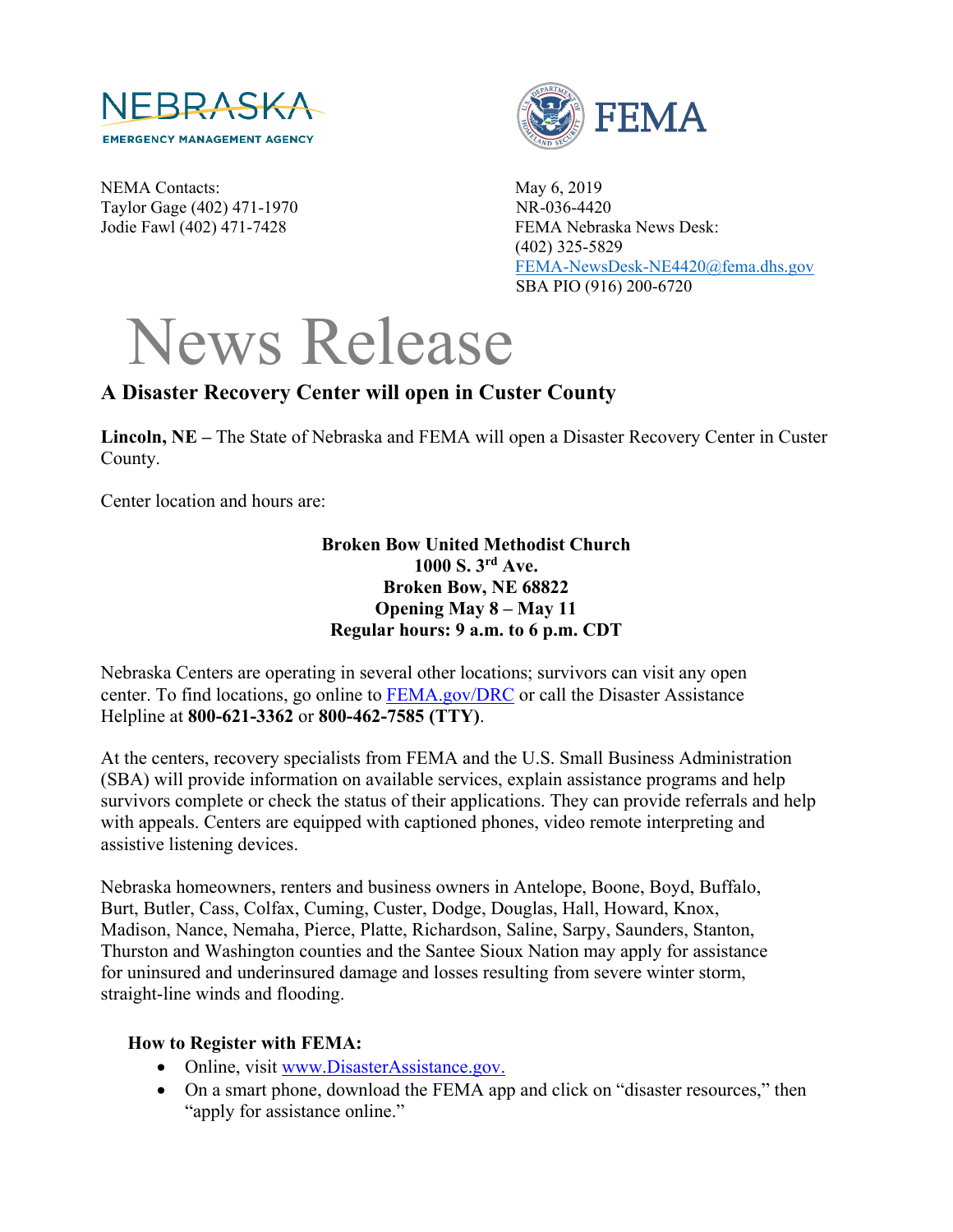NEBRASKA
EMERGENCY MANAGEMENT AGENCY

FEMA

NEMA Contacts:
Taylor Gage (402) 471-1970
Jodie Fawl (402) 471-7428

May 6, 2019
NR-036-4420
FEMA Nebraska News Desk:
(402) 325-5829
FEMA-NewsDesk-NE4420@fema.dhs.gov
SBA PIO (916) 200-6720

# News Release

## A Disaster Recovery Center will open in Custer County

**Lincoln, NE –** The State of Nebraska and FEMA will open a Disaster Recovery Center in Custer County.

Center location and hours are:

**Broken Bow United Methodist Church**
**1000 S. 3rd Ave.**
**Broken Bow, NE 68822**
**Opening May 8 – May 11**
**Regular hours: 9 a.m. to 6 p.m. CDT**

Nebraska Centers are operating in several other locations; survivors can visit any open center. To find locations, go online to FEMA.gov/DRC or call the Disaster Assistance Helpline at **800-621-3362** or **800-462-7585 (TTY)**.

At the centers, recovery specialists from FEMA and the U.S. Small Business Administration (SBA) will provide information on available services, explain assistance programs and help survivors complete or check the status of their applications. They can provide referrals and help with appeals. Centers are equipped with captioned phones, video remote interpreting and assistive listening devices.

Nebraska homeowners, renters and business owners in Antelope, Boone, Boyd, Buffalo, Burt, Butler, Cass, Colfax, Cuming, Custer, Dodge, Douglas, Hall, Howard, Knox, Madison, Nance, Nemaha, Pierce, Platte, Richardson, Saline, Sarpy, Saunders, Stanton, Thurston and Washington counties and the Santee Sioux Nation may apply for assistance for uninsured and underinsured damage and losses resulting from severe winter storm, straight-line winds and flooding.

### How to Register with FEMA:

- Online, visit www.DisasterAssistance.gov.
- On a smart phone, download the FEMA app and click on "disaster resources," then "apply for assistance online."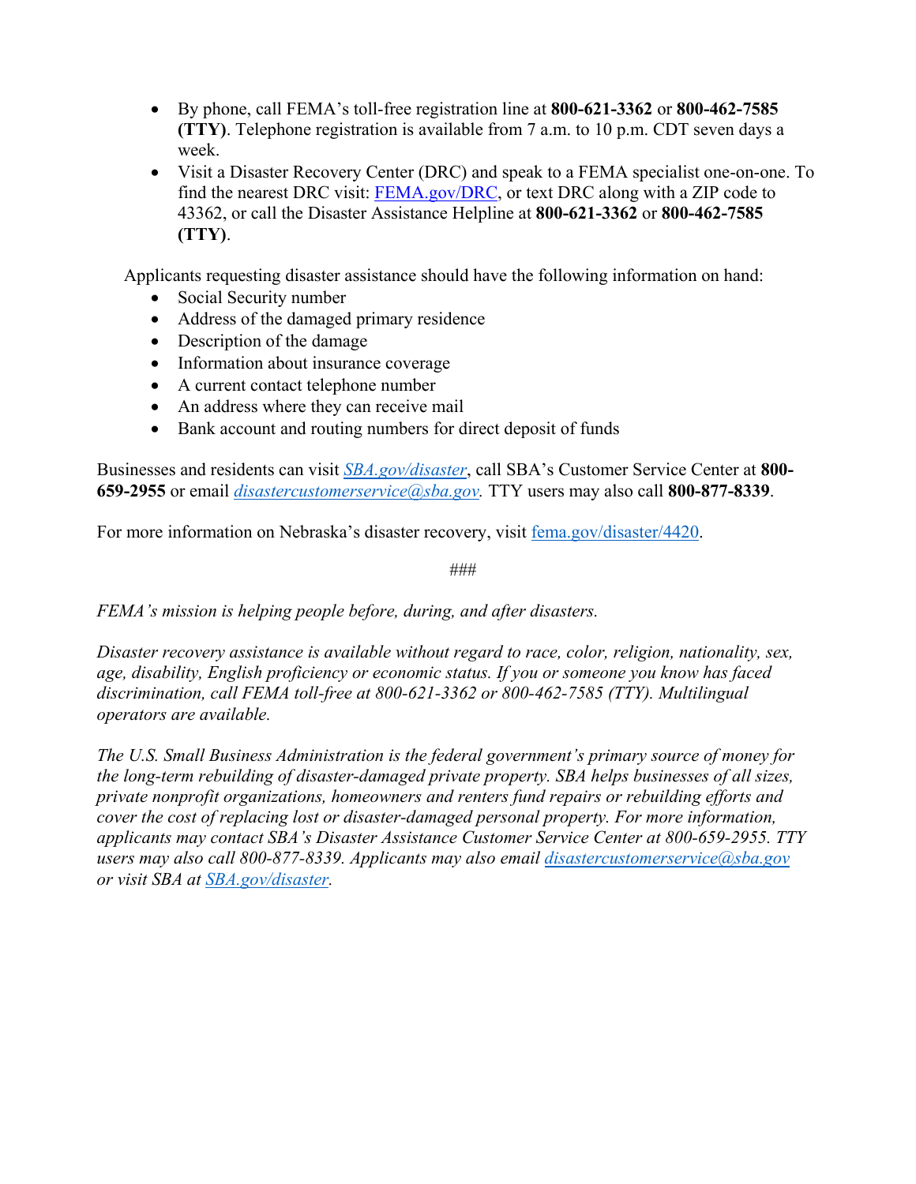- By phone, call FEMA's toll-free registration line at **800-621-3362** or **800-462-7585 (TTY)**. Telephone registration is available from 7 a.m. to 10 p.m. CDT seven days a week.
- Visit a Disaster Recovery Center (DRC) and speak to a FEMA specialist one-on-one. To find the nearest DRC visit: [FEMA.gov/DRC](FEMA.gov/DRC), or text DRC along with a ZIP code to 43362, or call the Disaster Assistance Helpline at **800-621-3362** or **800-462-7585 (TTY)**.

Applicants requesting disaster assistance should have the following information on hand:

- Social Security number
- Address of the damaged primary residence
- Description of the damage
- Information about insurance coverage
- A current contact telephone number
- An address where they can receive mail
- Bank account and routing numbers for direct deposit of funds

Businesses and residents can visit *SBA.gov/disaster*, call SBA's Customer Service Center at **800-659-2955** or email *disastercustomerservice@sba.gov.* TTY users may also call **800-877-8339**.

For more information on Nebraska's disaster recovery, visit fema.gov/disaster/4420.

###

*FEMA's mission is helping people before, during, and after disasters.*

*Disaster recovery assistance is available without regard to race, color, religion, nationality, sex, age, disability, English proficiency or economic status. If you or someone you know has faced discrimination, call FEMA toll-free at 800-621-3362 or 800-462-7585 (TTY). Multilingual operators are available.*

*The U.S. Small Business Administration is the federal government's primary source of money for the long-term rebuilding of disaster-damaged private property. SBA helps businesses of all sizes, private nonprofit organizations, homeowners and renters fund repairs or rebuilding efforts and cover the cost of replacing lost or disaster-damaged personal property. For more information, applicants may contact SBA's Disaster Assistance Customer Service Center at 800-659-2955. TTY users may also call 800-877-8339. Applicants may also email disastercustomerservice@sba.gov or visit SBA at SBA.gov/disaster.*